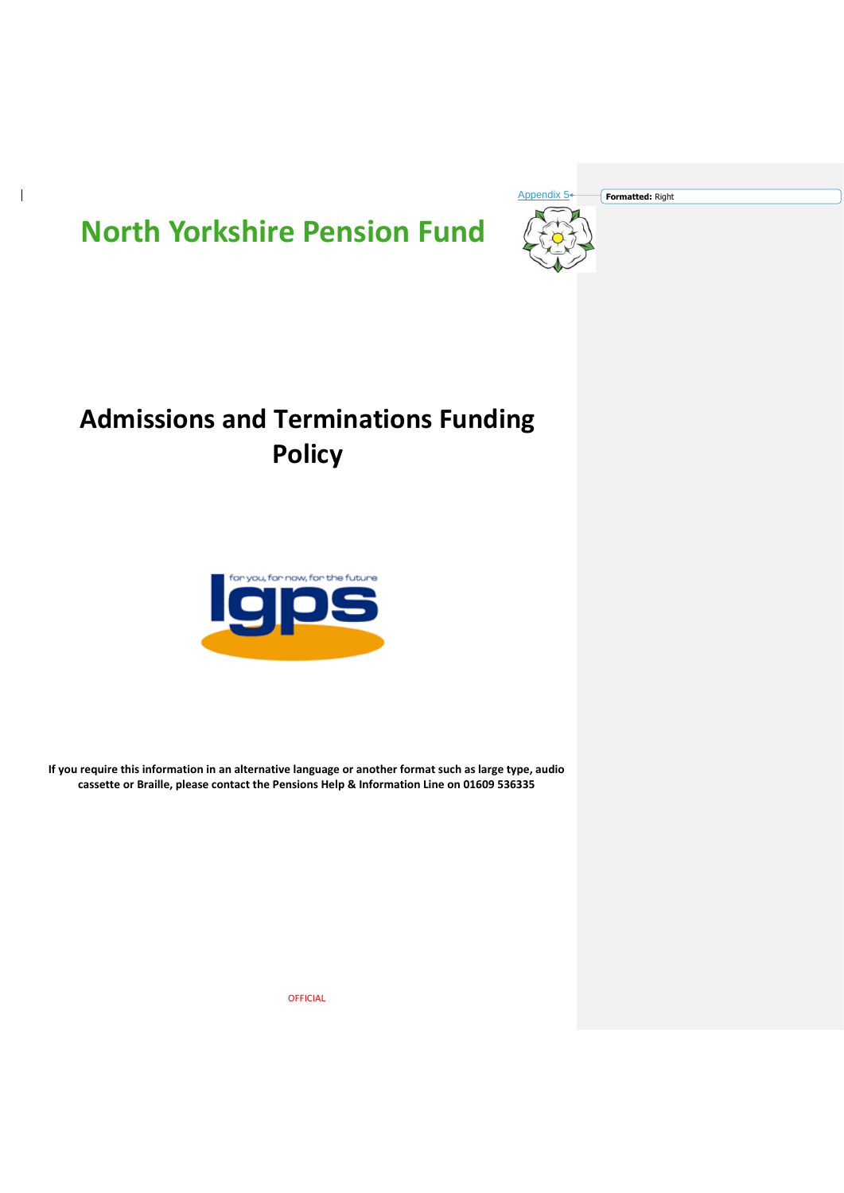Appendix 5

# North Yorkshire Pension Fund

# Admissions and Terminations Funding Policy

**If you require this information in an alternative language or another format such as large type, audio cassette or Braille, please contact the Pensions Help & Information Line on 01609 536335**

OFFICIAL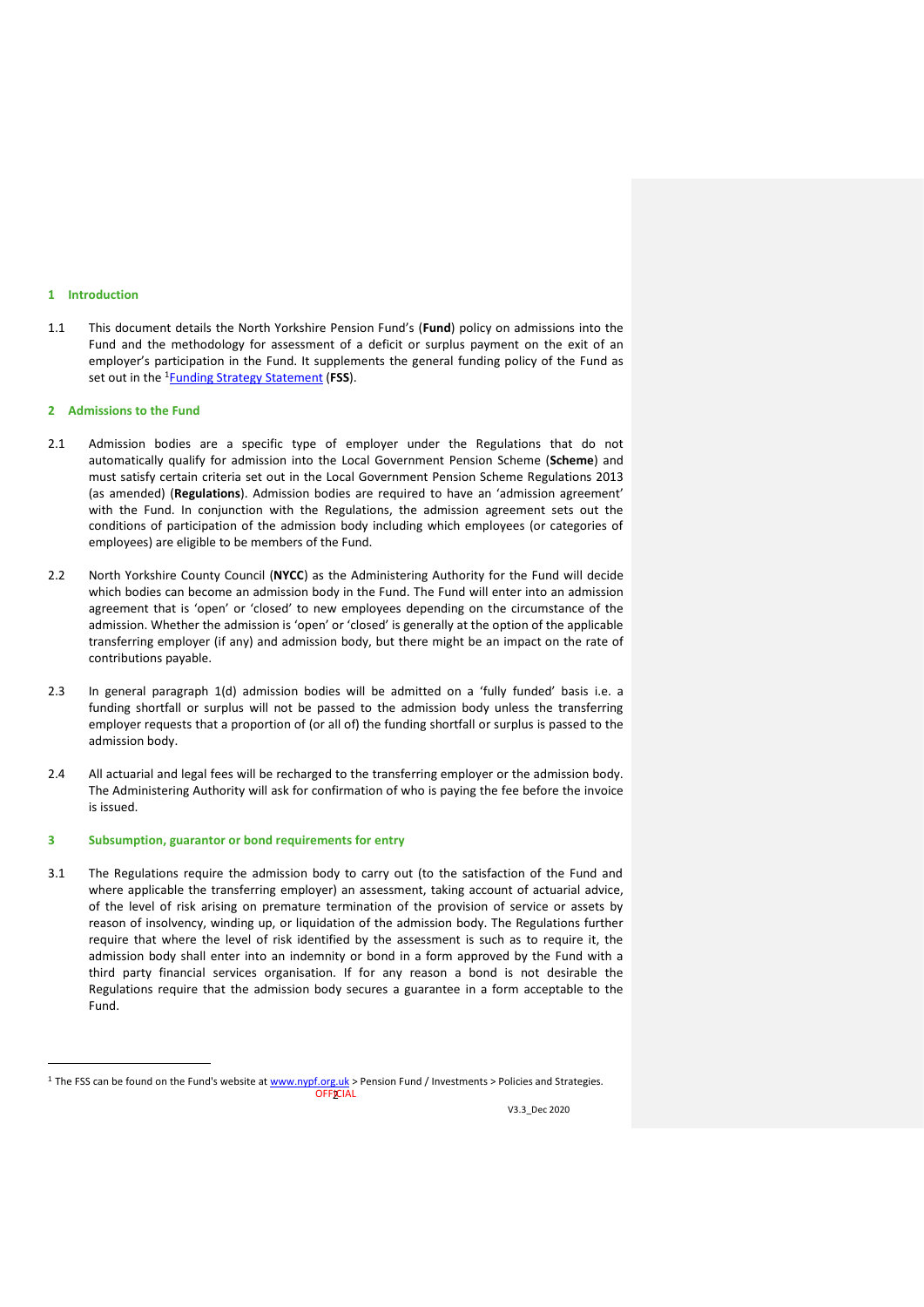## 1 Introduction

1.1 This document details the North Yorkshire Pension Fund's (**Fund**) policy on admissions into the Fund and the methodology for assessment of a deficit or surplus payment on the exit of an employer's participation in the Fund. It supplements the general funding policy of the Fund as set out in the [1]Funding Strategy Statement (**FSS**).

## 2 Admissions to the Fund

2.1 Admission bodies are a specific type of employer under the Regulations that do not automatically qualify for admission into the Local Government Pension Scheme (**Scheme**) and must satisfy certain criteria set out in the Local Government Pension Scheme Regulations 2013 (as amended) (**Regulations**). Admission bodies are required to have an 'admission agreement' with the Fund. In conjunction with the Regulations, the admission agreement sets out the conditions of participation of the admission body including which employees (or categories of employees) are eligible to be members of the Fund.

2.2 North Yorkshire County Council (**NYCC**) as the Administering Authority for the Fund will decide which bodies can become an admission body in the Fund. The Fund will enter into an admission agreement that is 'open' or 'closed' to new employees depending on the circumstance of the admission. Whether the admission is 'open' or 'closed' is generally at the option of the applicable transferring employer (if any) and admission body, but there might be an impact on the rate of contributions payable.

2.3 In general paragraph 1(d) admission bodies will be admitted on a 'fully funded' basis i.e. a funding shortfall or surplus will not be passed to the admission body unless the transferring employer requests that a proportion of (or all of) the funding shortfall or surplus is passed to the admission body.

2.4 All actuarial and legal fees will be recharged to the transferring employer or the admission body. The Administering Authority will ask for confirmation of who is paying the fee before the invoice is issued.

## 3 Subsumption, guarantor or bond requirements for entry

3.1 The Regulations require the admission body to carry out (to the satisfaction of the Fund and where applicable the transferring employer) an assessment, taking account of actuarial advice, of the level of risk arising on premature termination of the provision of service or assets by reason of insolvency, winding up, or liquidation of the admission body. The Regulations further require that where the level of risk identified by the assessment is such as to require it, the admission body shall enter into an indemnity or bond in a form approved by the Fund with a third party financial services organisation. If for any reason a bond is not desirable the Regulations require that the admission body secures a guarantee in a form acceptable to the Fund.

---

[1] The FSS can be found on the Fund's website at www.nypf.org.uk > Pension Fund / Investments > Policies and Strategies.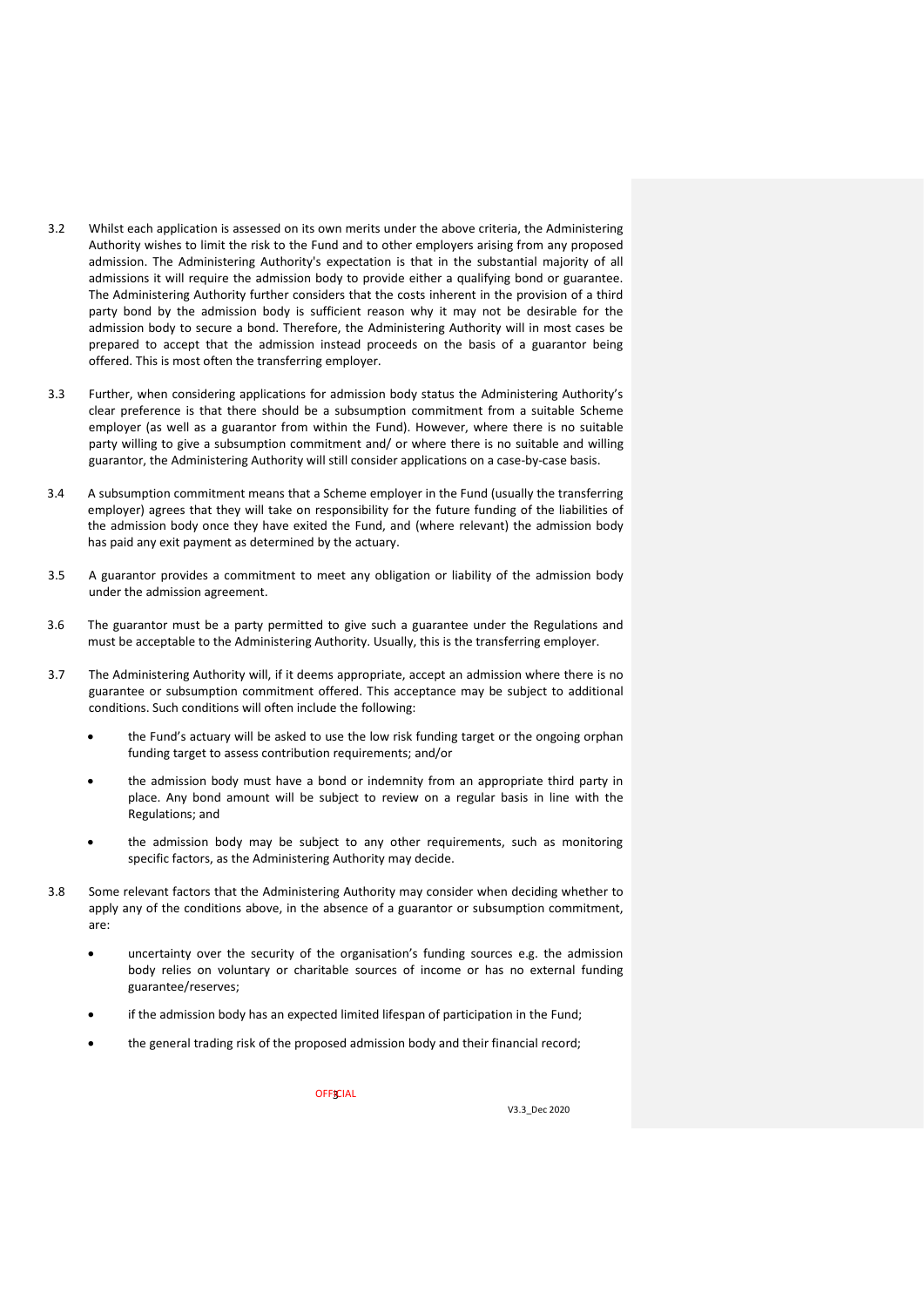3.2 Whilst each application is assessed on its own merits under the above criteria, the Administering Authority wishes to limit the risk to the Fund and to other employers arising from any proposed admission. The Administering Authority's expectation is that in the substantial majority of all admissions it will require the admission body to provide either a qualifying bond or guarantee. The Administering Authority further considers that the costs inherent in the provision of a third party bond by the admission body is sufficient reason why it may not be desirable for the admission body to secure a bond. Therefore, the Administering Authority will in most cases be prepared to accept that the admission instead proceeds on the basis of a guarantor being offered. This is most often the transferring employer.

3.3 Further, when considering applications for admission body status the Administering Authority's clear preference is that there should be a subsumption commitment from a suitable Scheme employer (as well as a guarantor from within the Fund). However, where there is no suitable party willing to give a subsumption commitment and/ or where there is no suitable and willing guarantor, the Administering Authority will still consider applications on a case-by-case basis.

3.4 A subsumption commitment means that a Scheme employer in the Fund (usually the transferring employer) agrees that they will take on responsibility for the future funding of the liabilities of the admission body once they have exited the Fund, and (where relevant) the admission body has paid any exit payment as determined by the actuary.

3.5 A guarantor provides a commitment to meet any obligation or liability of the admission body under the admission agreement.

3.6 The guarantor must be a party permitted to give such a guarantee under the Regulations and must be acceptable to the Administering Authority. Usually, this is the transferring employer.

3.7 The Administering Authority will, if it deems appropriate, accept an admission where there is no guarantee or subsumption commitment offered. This acceptance may be subject to additional conditions. Such conditions will often include the following:

- the Fund's actuary will be asked to use the low risk funding target or the ongoing orphan funding target to assess contribution requirements; and/or
- the admission body must have a bond or indemnity from an appropriate third party in place. Any bond amount will be subject to review on a regular basis in line with the Regulations; and
- the admission body may be subject to any other requirements, such as monitoring specific factors, as the Administering Authority may decide.

3.8 Some relevant factors that the Administering Authority may consider when deciding whether to apply any of the conditions above, in the absence of a guarantor or subsumption commitment, are:

- uncertainty over the security of the organisation's funding sources e.g. the admission body relies on voluntary or charitable sources of income or has no external funding guarantee/reserves;
- if the admission body has an expected limited lifespan of participation in the Fund;
- the general trading risk of the proposed admission body and their financial record;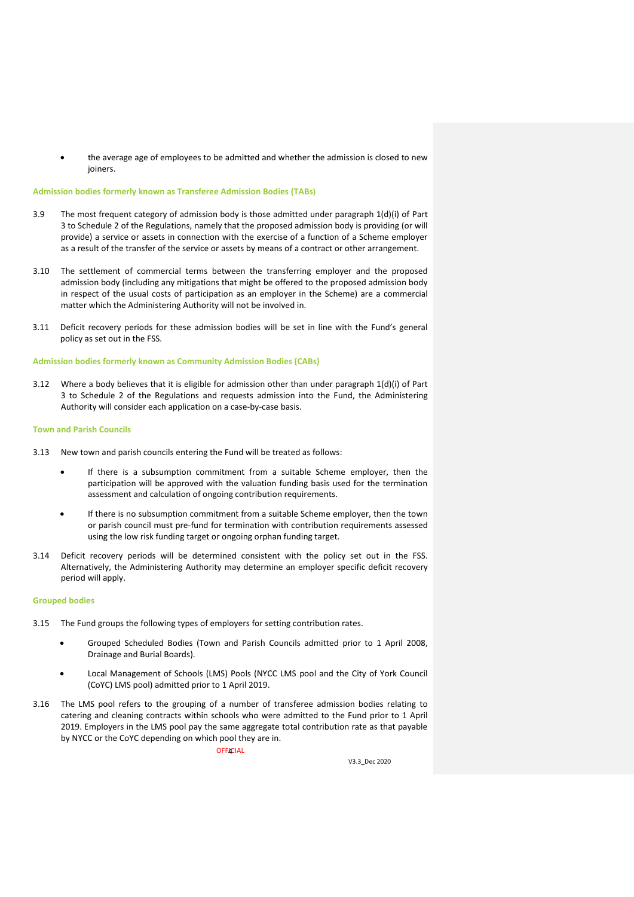- the average age of employees to be admitted and whether the admission is closed to new joiners.

### Admission bodies formerly known as Transferee Admission Bodies (TABs)

3.9 The most frequent category of admission body is those admitted under paragraph 1(d)(i) of Part 3 to Schedule 2 of the Regulations, namely that the proposed admission body is providing (or will provide) a service or assets in connection with the exercise of a function of a Scheme employer as a result of the transfer of the service or assets by means of a contract or other arrangement.

3.10 The settlement of commercial terms between the transferring employer and the proposed admission body (including any mitigations that might be offered to the proposed admission body in respect of the usual costs of participation as an employer in the Scheme) are a commercial matter which the Administering Authority will not be involved in.

3.11 Deficit recovery periods for these admission bodies will be set in line with the Fund's general policy as set out in the FSS.

### Admission bodies formerly known as Community Admission Bodies (CABs)

3.12 Where a body believes that it is eligible for admission other than under paragraph 1(d)(i) of Part 3 to Schedule 2 of the Regulations and requests admission into the Fund, the Administering Authority will consider each application on a case-by-case basis.

### Town and Parish Councils

3.13 New town and parish councils entering the Fund will be treated as follows:

- If there is a subsumption commitment from a suitable Scheme employer, then the participation will be approved with the valuation funding basis used for the termination assessment and calculation of ongoing contribution requirements.

- If there is no subsumption commitment from a suitable Scheme employer, then the town or parish council must pre-fund for termination with contribution requirements assessed using the low risk funding target or ongoing orphan funding target.

3.14 Deficit recovery periods will be determined consistent with the policy set out in the FSS. Alternatively, the Administering Authority may determine an employer specific deficit recovery period will apply.

### Grouped bodies

3.15 The Fund groups the following types of employers for setting contribution rates.

- Grouped Scheduled Bodies (Town and Parish Councils admitted prior to 1 April 2008, Drainage and Burial Boards).

- Local Management of Schools (LMS) Pools (NYCC LMS pool and the City of York Council (CoYC) LMS pool) admitted prior to 1 April 2019.

3.16 The LMS pool refers to the grouping of a number of transferee admission bodies relating to catering and cleaning contracts within schools who were admitted to the Fund prior to 1 April 2019. Employers in the LMS pool pay the same aggregate total contribution rate as that payable by NYCC or the CoYC depending on which pool they are in.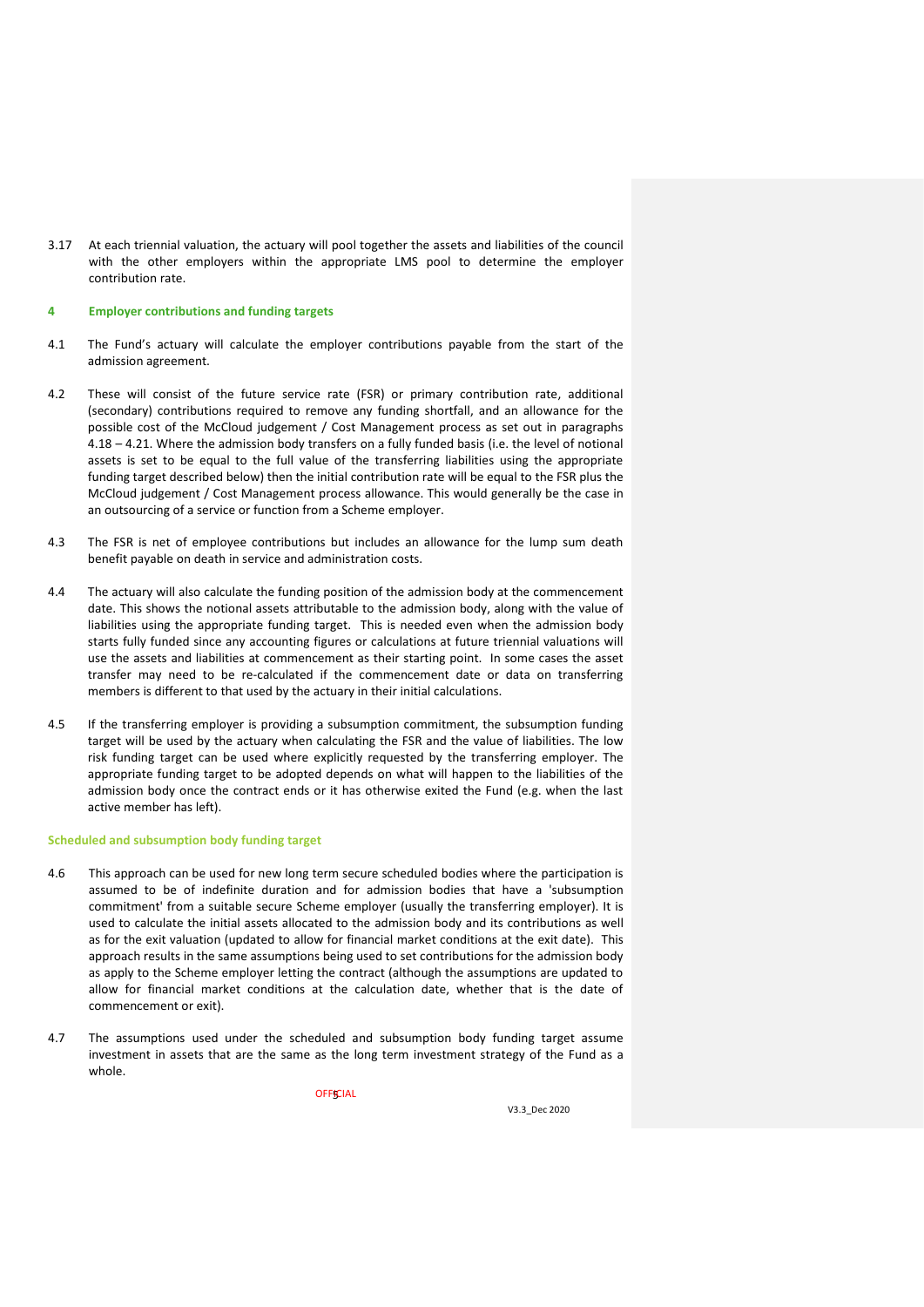3.17 At each triennial valuation, the actuary will pool together the assets and liabilities of the council with the other employers within the appropriate LMS pool to determine the employer contribution rate.

## 4 Employer contributions and funding targets

4.1 The Fund's actuary will calculate the employer contributions payable from the start of the admission agreement.

4.2 These will consist of the future service rate (FSR) or primary contribution rate, additional (secondary) contributions required to remove any funding shortfall, and an allowance for the possible cost of the McCloud judgement / Cost Management process as set out in paragraphs 4.18 – 4.21. Where the admission body transfers on a fully funded basis (i.e. the level of notional assets is set to be equal to the full value of the transferring liabilities using the appropriate funding target described below) then the initial contribution rate will be equal to the FSR plus the McCloud judgement / Cost Management process allowance. This would generally be the case in an outsourcing of a service or function from a Scheme employer.

4.3 The FSR is net of employee contributions but includes an allowance for the lump sum death benefit payable on death in service and administration costs.

4.4 The actuary will also calculate the funding position of the admission body at the commencement date. This shows the notional assets attributable to the admission body, along with the value of liabilities using the appropriate funding target. This is needed even when the admission body starts fully funded since any accounting figures or calculations at future triennial valuations will use the assets and liabilities at commencement as their starting point. In some cases the asset transfer may need to be re-calculated if the commencement date or data on transferring members is different to that used by the actuary in their initial calculations.

4.5 If the transferring employer is providing a subsumption commitment, the subsumption funding target will be used by the actuary when calculating the FSR and the value of liabilities. The low risk funding target can be used where explicitly requested by the transferring employer. The appropriate funding target to be adopted depends on what will happen to the liabilities of the admission body once the contract ends or it has otherwise exited the Fund (e.g. when the last active member has left).

### Scheduled and subsumption body funding target

4.6 This approach can be used for new long term secure scheduled bodies where the participation is assumed to be of indefinite duration and for admission bodies that have a 'subsumption commitment' from a suitable secure Scheme employer (usually the transferring employer). It is used to calculate the initial assets allocated to the admission body and its contributions as well as for the exit valuation (updated to allow for financial market conditions at the exit date). This approach results in the same assumptions being used to set contributions for the admission body as apply to the Scheme employer letting the contract (although the assumptions are updated to allow for financial market conditions at the calculation date, whether that is the date of commencement or exit).

4.7 The assumptions used under the scheduled and subsumption body funding target assume investment in assets that are the same as the long term investment strategy of the Fund as a whole.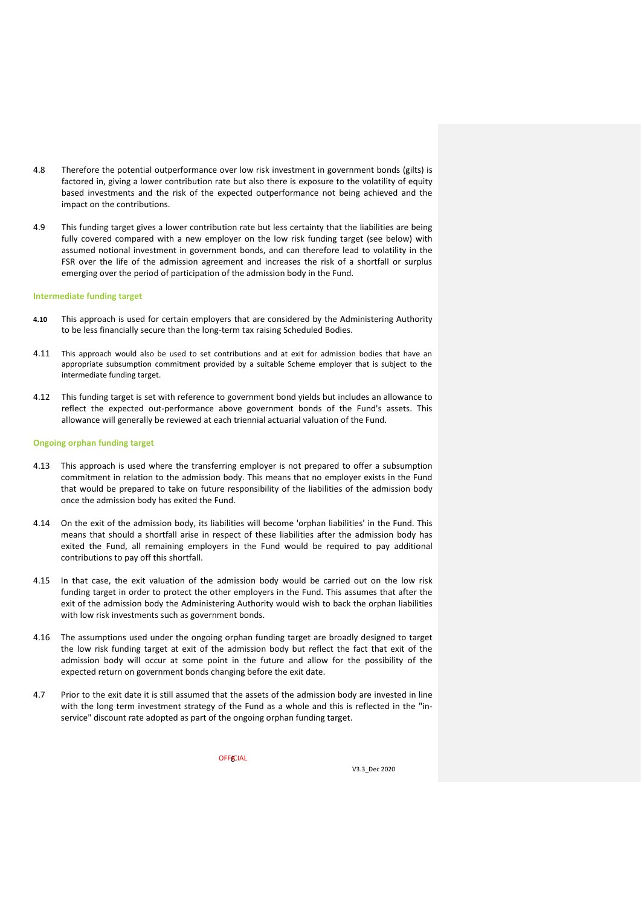4.8 Therefore the potential outperformance over low risk investment in government bonds (gilts) is factored in, giving a lower contribution rate but also there is exposure to the volatility of equity based investments and the risk of the expected outperformance not being achieved and the impact on the contributions.

4.9 This funding target gives a lower contribution rate but less certainty that the liabilities are being fully covered compared with a new employer on the low risk funding target (see below) with assumed notional investment in government bonds, and can therefore lead to volatility in the FSR over the life of the admission agreement and increases the risk of a shortfall or surplus emerging over the period of participation of the admission body in the Fund.

### Intermediate funding target

4.10 This approach is used for certain employers that are considered by the Administering Authority to be less financially secure than the long-term tax raising Scheduled Bodies.

4.11 This approach would also be used to set contributions and at exit for admission bodies that have an appropriate subsumption commitment provided by a suitable Scheme employer that is subject to the intermediate funding target.

4.12 This funding target is set with reference to government bond yields but includes an allowance to reflect the expected out-performance above government bonds of the Fund's assets. This allowance will generally be reviewed at each triennial actuarial valuation of the Fund.

### Ongoing orphan funding target

4.13 This approach is used where the transferring employer is not prepared to offer a subsumption commitment in relation to the admission body. This means that no employer exists in the Fund that would be prepared to take on future responsibility of the liabilities of the admission body once the admission body has exited the Fund.

4.14 On the exit of the admission body, its liabilities will become 'orphan liabilities' in the Fund. This means that should a shortfall arise in respect of these liabilities after the admission body has exited the Fund, all remaining employers in the Fund would be required to pay additional contributions to pay off this shortfall.

4.15 In that case, the exit valuation of the admission body would be carried out on the low risk funding target in order to protect the other employers in the Fund. This assumes that after the exit of the admission body the Administering Authority would wish to back the orphan liabilities with low risk investments such as government bonds.

4.16 The assumptions used under the ongoing orphan funding target are broadly designed to target the low risk funding target at exit of the admission body but reflect the fact that exit of the admission body will occur at some point in the future and allow for the possibility of the expected return on government bonds changing before the exit date.

4.7 Prior to the exit date it is still assumed that the assets of the admission body are invested in line with the long term investment strategy of the Fund as a whole and this is reflected in the "in-service" discount rate adopted as part of the ongoing orphan funding target.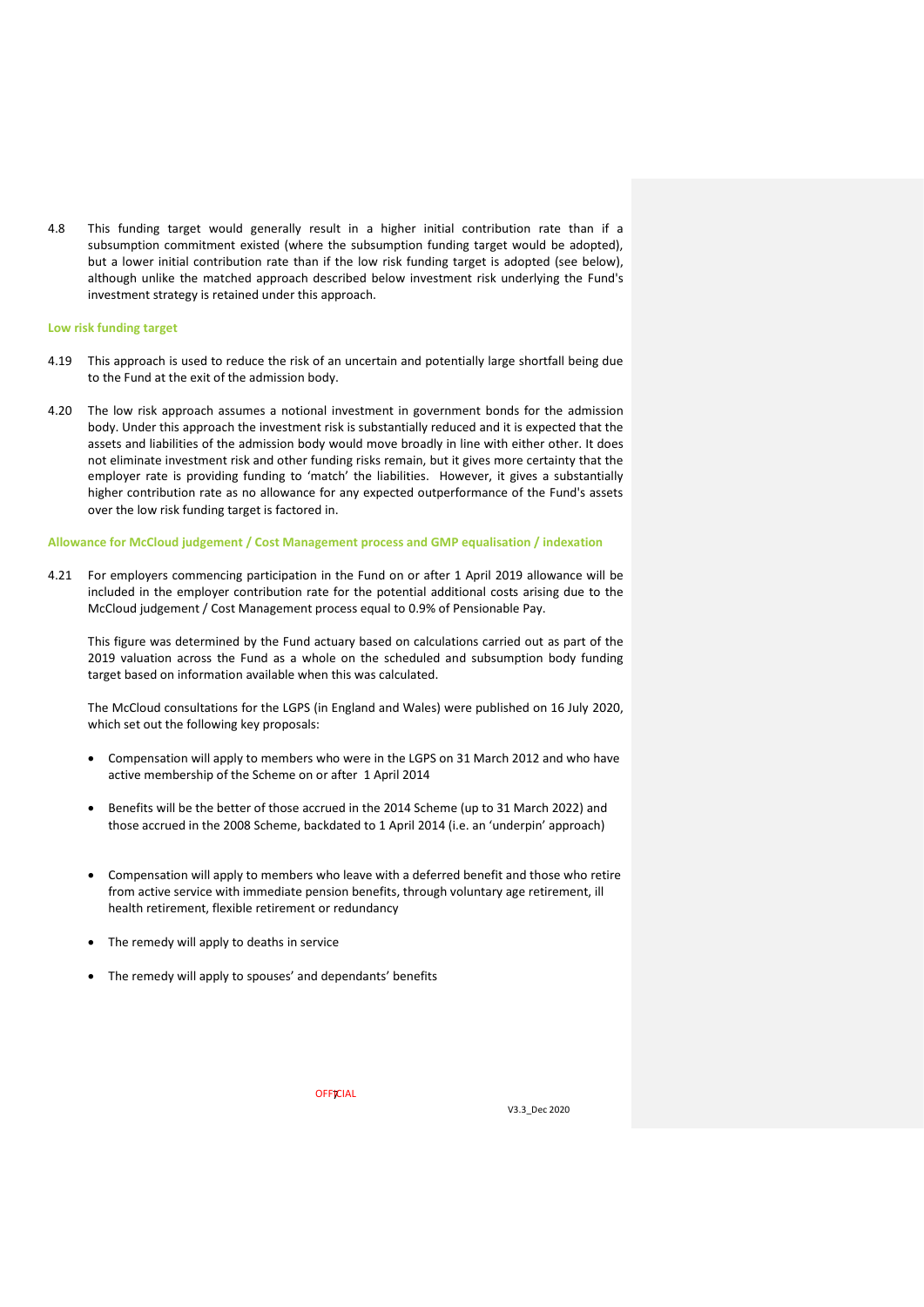4.8 This funding target would generally result in a higher initial contribution rate than if a subsumption commitment existed (where the subsumption funding target would be adopted), but a lower initial contribution rate than if the low risk funding target is adopted (see below), although unlike the matched approach described below investment risk underlying the Fund's investment strategy is retained under this approach.

### Low risk funding target

4.19 This approach is used to reduce the risk of an uncertain and potentially large shortfall being due to the Fund at the exit of the admission body.

4.20 The low risk approach assumes a notional investment in government bonds for the admission body. Under this approach the investment risk is substantially reduced and it is expected that the assets and liabilities of the admission body would move broadly in line with either other. It does not eliminate investment risk and other funding risks remain, but it gives more certainty that the employer rate is providing funding to 'match' the liabilities. However, it gives a substantially higher contribution rate as no allowance for any expected outperformance of the Fund's assets over the low risk funding target is factored in.

### Allowance for McCloud judgement / Cost Management process and GMP equalisation / indexation

4.21 For employers commencing participation in the Fund on or after 1 April 2019 allowance will be included in the employer contribution rate for the potential additional costs arising due to the McCloud judgement / Cost Management process equal to 0.9% of Pensionable Pay.

This figure was determined by the Fund actuary based on calculations carried out as part of the 2019 valuation across the Fund as a whole on the scheduled and subsumption body funding target based on information available when this was calculated.

The McCloud consultations for the LGPS (in England and Wales) were published on 16 July 2020, which set out the following key proposals:

- Compensation will apply to members who were in the LGPS on 31 March 2012 and who have active membership of the Scheme on or after 1 April 2014
- Benefits will be the better of those accrued in the 2014 Scheme (up to 31 March 2022) and those accrued in the 2008 Scheme, backdated to 1 April 2014 (i.e. an 'underpin' approach)
- Compensation will apply to members who leave with a deferred benefit and those who retire from active service with immediate pension benefits, through voluntary age retirement, ill health retirement, flexible retirement or redundancy
- The remedy will apply to deaths in service
- The remedy will apply to spouses' and dependants' benefits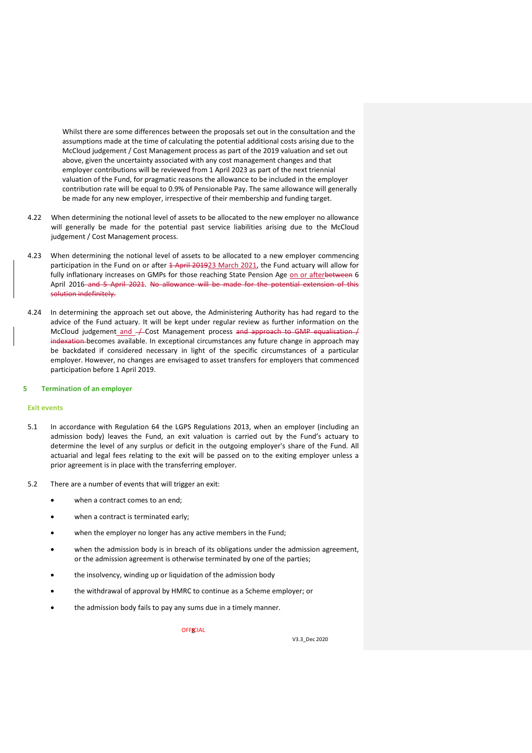Whilst there are some differences between the proposals set out in the consultation and the assumptions made at the time of calculating the potential additional costs arising due to the McCloud judgement / Cost Management process as part of the 2019 valuation and set out above, given the uncertainty associated with any cost management changes and that employer contributions will be reviewed from 1 April 2023 as part of the next triennial valuation of the Fund, for pragmatic reasons the allowance to be included in the employer contribution rate will be equal to 0.9% of Pensionable Pay. The same allowance will generally be made for any new employer, irrespective of their membership and funding target.

4.22 When determining the notional level of assets to be allocated to the new employer no allowance will generally be made for the potential past service liabilities arising due to the McCloud judgement / Cost Management process.

4.23 When determining the notional level of assets to be allocated to a new employer commencing participation in the Fund on or after ~~1 April 2019~~23 March 2021, the Fund actuary will allow for fully inflationary increases on GMPs for those reaching State Pension Age on or after~~between~~ 6 April 2016~~ and 5 April 2021~~. ~~No allowance will be made for the potential extension of this solution indefinitely.~~

4.24 In determining the approach set out above, the Administering Authority has had regard to the advice of the Fund actuary. It will be kept under regular review as further information on the McCloud judgement and ~~/~~ Cost Management process ~~and approach to GMP equalisation / indexation~~ becomes available. In exceptional circumstances any future change in approach may be backdated if considered necessary in light of the specific circumstances of a particular employer. However, no changes are envisaged to asset transfers for employers that commenced participation before 1 April 2019.

## 5 Termination of an employer

### Exit events

5.1 In accordance with Regulation 64 the LGPS Regulations 2013, when an employer (including an admission body) leaves the Fund, an exit valuation is carried out by the Fund's actuary to determine the level of any surplus or deficit in the outgoing employer's share of the Fund. All actuarial and legal fees relating to the exit will be passed on to the exiting employer unless a prior agreement is in place with the transferring employer.

5.2 There are a number of events that will trigger an exit:

- when a contract comes to an end;
- when a contract is terminated early;
- when the employer no longer has any active members in the Fund;
- when the admission body is in breach of its obligations under the admission agreement, or the admission agreement is otherwise terminated by one of the parties;
- the insolvency, winding up or liquidation of the admission body
- the withdrawal of approval by HMRC to continue as a Scheme employer; or
- the admission body fails to pay any sums due in a timely manner.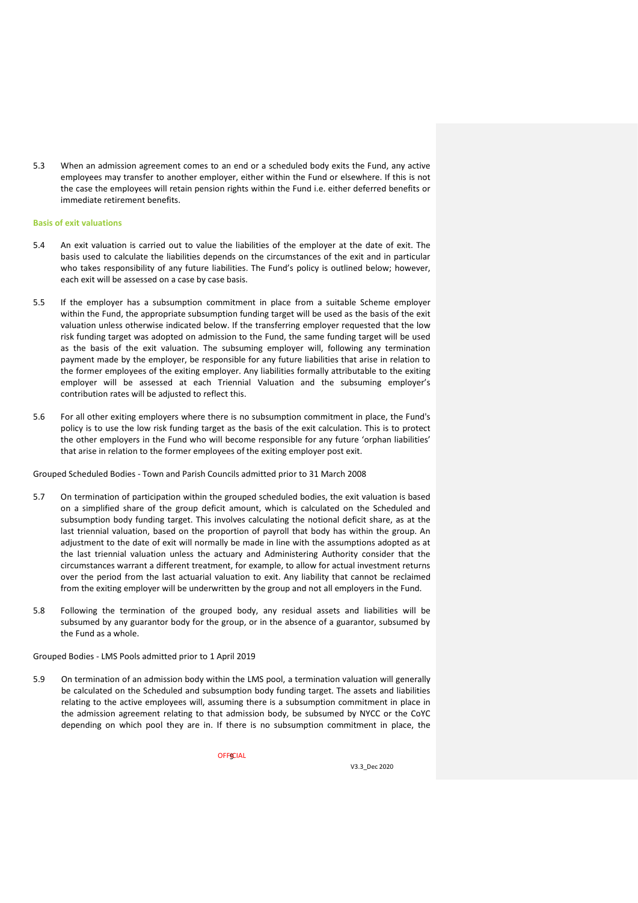5.3 When an admission agreement comes to an end or a scheduled body exits the Fund, any active employees may transfer to another employer, either within the Fund or elsewhere. If this is not the case the employees will retain pension rights within the Fund i.e. either deferred benefits or immediate retirement benefits.

### Basis of exit valuations

5.4 An exit valuation is carried out to value the liabilities of the employer at the date of exit. The basis used to calculate the liabilities depends on the circumstances of the exit and in particular who takes responsibility of any future liabilities. The Fund's policy is outlined below; however, each exit will be assessed on a case by case basis.

5.5 If the employer has a subsumption commitment in place from a suitable Scheme employer within the Fund, the appropriate subsumption funding target will be used as the basis of the exit valuation unless otherwise indicated below. If the transferring employer requested that the low risk funding target was adopted on admission to the Fund, the same funding target will be used as the basis of the exit valuation. The subsuming employer will, following any termination payment made by the employer, be responsible for any future liabilities that arise in relation to the former employees of the exiting employer. Any liabilities formally attributable to the exiting employer will be assessed at each Triennial Valuation and the subsuming employer's contribution rates will be adjusted to reflect this.

5.6 For all other exiting employers where there is no subsumption commitment in place, the Fund's policy is to use the low risk funding target as the basis of the exit calculation. This is to protect the other employers in the Fund who will become responsible for any future 'orphan liabilities' that arise in relation to the former employees of the exiting employer post exit.

Grouped Scheduled Bodies - Town and Parish Councils admitted prior to 31 March 2008

5.7 On termination of participation within the grouped scheduled bodies, the exit valuation is based on a simplified share of the group deficit amount, which is calculated on the Scheduled and subsumption body funding target. This involves calculating the notional deficit share, as at the last triennial valuation, based on the proportion of payroll that body has within the group. An adjustment to the date of exit will normally be made in line with the assumptions adopted as at the last triennial valuation unless the actuary and Administering Authority consider that the circumstances warrant a different treatment, for example, to allow for actual investment returns over the period from the last actuarial valuation to exit. Any liability that cannot be reclaimed from the exiting employer will be underwritten by the group and not all employers in the Fund.

5.8 Following the termination of the grouped body, any residual assets and liabilities will be subsumed by any guarantor body for the group, or in the absence of a guarantor, subsumed by the Fund as a whole.

Grouped Bodies - LMS Pools admitted prior to 1 April 2019

5.9 On termination of an admission body within the LMS pool, a termination valuation will generally be calculated on the Scheduled and subsumption body funding target. The assets and liabilities relating to the active employees will, assuming there is a subsumption commitment in place in the admission agreement relating to that admission body, be subsumed by NYCC or the CoYC depending on which pool they are in. If there is no subsumption commitment in place, the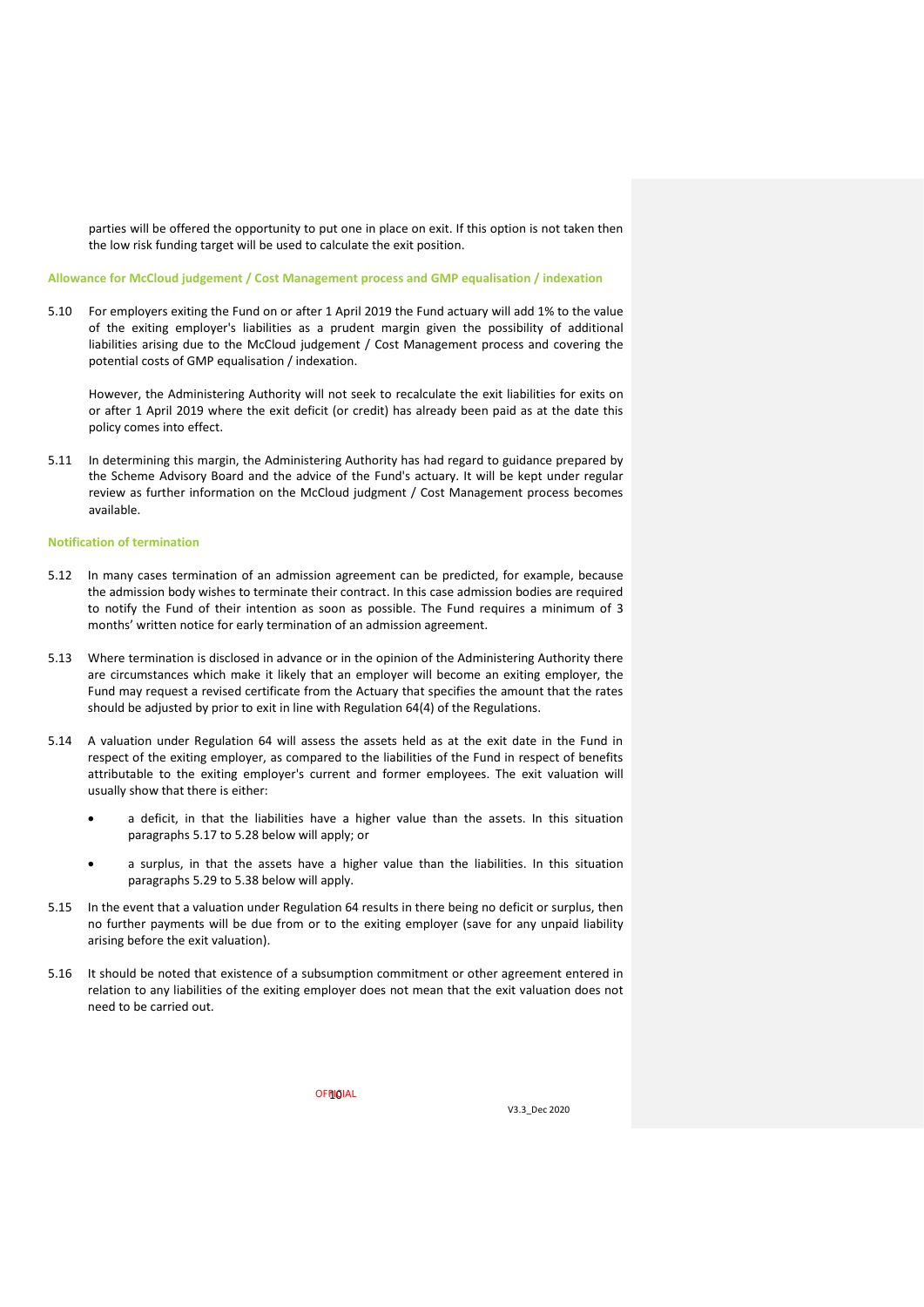parties will be offered the opportunity to put one in place on exit. If this option is not taken then the low risk funding target will be used to calculate the exit position.

### Allowance for McCloud judgement / Cost Management process and GMP equalisation / indexation

5.10 For employers exiting the Fund on or after 1 April 2019 the Fund actuary will add 1% to the value of the exiting employer's liabilities as a prudent margin given the possibility of additional liabilities arising due to the McCloud judgement / Cost Management process and covering the potential costs of GMP equalisation / indexation.

However, the Administering Authority will not seek to recalculate the exit liabilities for exits on or after 1 April 2019 where the exit deficit (or credit) has already been paid as at the date this policy comes into effect.

5.11 In determining this margin, the Administering Authority has had regard to guidance prepared by the Scheme Advisory Board and the advice of the Fund's actuary. It will be kept under regular review as further information on the McCloud judgment / Cost Management process becomes available.

### Notification of termination

5.12 In many cases termination of an admission agreement can be predicted, for example, because the admission body wishes to terminate their contract. In this case admission bodies are required to notify the Fund of their intention as soon as possible. The Fund requires a minimum of 3 months' written notice for early termination of an admission agreement.

5.13 Where termination is disclosed in advance or in the opinion of the Administering Authority there are circumstances which make it likely that an employer will become an exiting employer, the Fund may request a revised certificate from the Actuary that specifies the amount that the rates should be adjusted by prior to exit in line with Regulation 64(4) of the Regulations.

5.14 A valuation under Regulation 64 will assess the assets held as at the exit date in the Fund in respect of the exiting employer, as compared to the liabilities of the Fund in respect of benefits attributable to the exiting employer's current and former employees. The exit valuation will usually show that there is either:

- a deficit, in that the liabilities have a higher value than the assets. In this situation paragraphs 5.17 to 5.28 below will apply; or
- a surplus, in that the assets have a higher value than the liabilities. In this situation paragraphs 5.29 to 5.38 below will apply.

5.15 In the event that a valuation under Regulation 64 results in there being no deficit or surplus, then no further payments will be due from or to the exiting employer (save for any unpaid liability arising before the exit valuation).

5.16 It should be noted that existence of a subsumption commitment or other agreement entered in relation to any liabilities of the exiting employer does not mean that the exit valuation does not need to be carried out.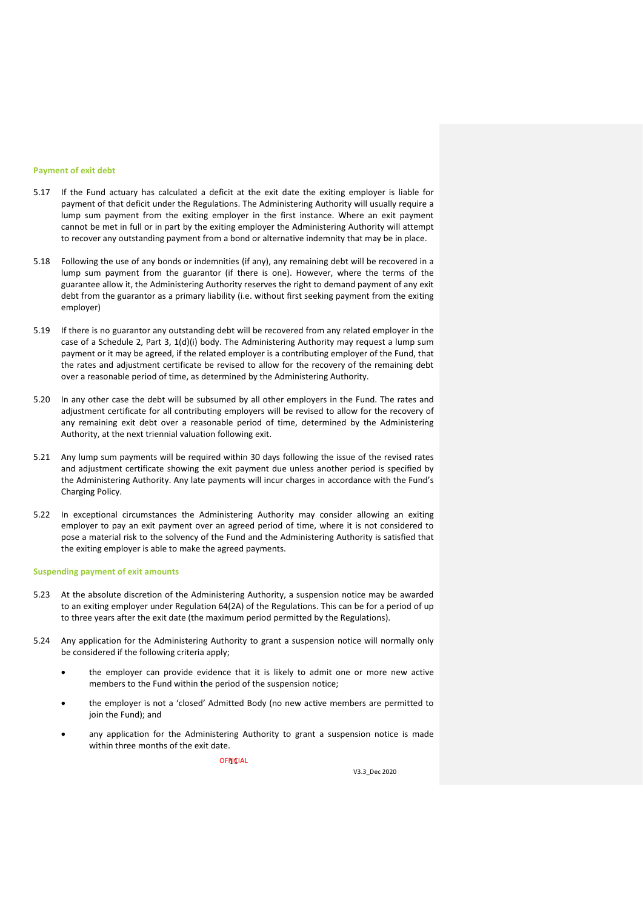### Payment of exit debt

5.17 If the Fund actuary has calculated a deficit at the exit date the exiting employer is liable for payment of that deficit under the Regulations. The Administering Authority will usually require a lump sum payment from the exiting employer in the first instance. Where an exit payment cannot be met in full or in part by the exiting employer the Administering Authority will attempt to recover any outstanding payment from a bond or alternative indemnity that may be in place.

5.18 Following the use of any bonds or indemnities (if any), any remaining debt will be recovered in a lump sum payment from the guarantor (if there is one). However, where the terms of the guarantee allow it, the Administering Authority reserves the right to demand payment of any exit debt from the guarantor as a primary liability (i.e. without first seeking payment from the exiting employer)

5.19 If there is no guarantor any outstanding debt will be recovered from any related employer in the case of a Schedule 2, Part 3, 1(d)(i) body. The Administering Authority may request a lump sum payment or it may be agreed, if the related employer is a contributing employer of the Fund, that the rates and adjustment certificate be revised to allow for the recovery of the remaining debt over a reasonable period of time, as determined by the Administering Authority.

5.20 In any other case the debt will be subsumed by all other employers in the Fund. The rates and adjustment certificate for all contributing employers will be revised to allow for the recovery of any remaining exit debt over a reasonable period of time, determined by the Administering Authority, at the next triennial valuation following exit.

5.21 Any lump sum payments will be required within 30 days following the issue of the revised rates and adjustment certificate showing the exit payment due unless another period is specified by the Administering Authority. Any late payments will incur charges in accordance with the Fund's Charging Policy.

5.22 In exceptional circumstances the Administering Authority may consider allowing an exiting employer to pay an exit payment over an agreed period of time, where it is not considered to pose a material risk to the solvency of the Fund and the Administering Authority is satisfied that the exiting employer is able to make the agreed payments.

### Suspending payment of exit amounts

5.23 At the absolute discretion of the Administering Authority, a suspension notice may be awarded to an exiting employer under Regulation 64(2A) of the Regulations. This can be for a period of up to three years after the exit date (the maximum period permitted by the Regulations).

5.24 Any application for the Administering Authority to grant a suspension notice will normally only be considered if the following criteria apply;

- the employer can provide evidence that it is likely to admit one or more new active members to the Fund within the period of the suspension notice;
- the employer is not a 'closed' Admitted Body (no new active members are permitted to join the Fund); and
- any application for the Administering Authority to grant a suspension notice is made within three months of the exit date.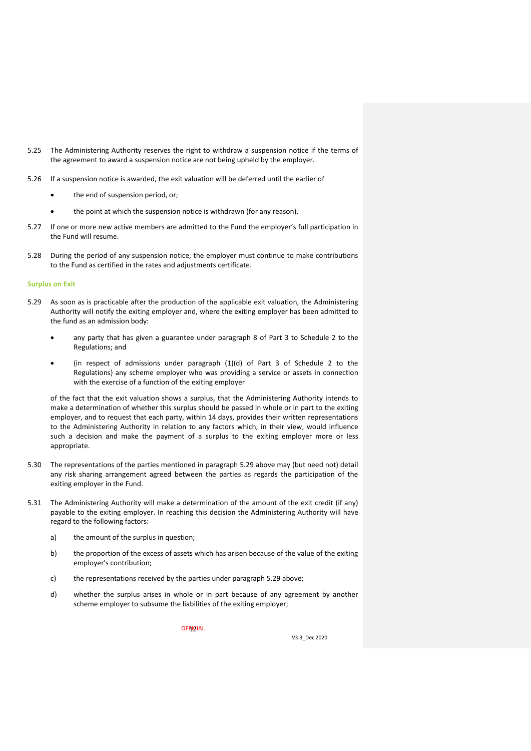5.25 The Administering Authority reserves the right to withdraw a suspension notice if the terms of the agreement to award a suspension notice are not being upheld by the employer.

5.26 If a suspension notice is awarded, the exit valuation will be deferred until the earlier of

- the end of suspension period, or;
- the point at which the suspension notice is withdrawn (for any reason).

5.27 If one or more new active members are admitted to the Fund the employer's full participation in the Fund will resume.

5.28 During the period of any suspension notice, the employer must continue to make contributions to the Fund as certified in the rates and adjustments certificate.

### Surplus on Exit

5.29 As soon as is practicable after the production of the applicable exit valuation, the Administering Authority will notify the exiting employer and, where the exiting employer has been admitted to the fund as an admission body:

- any party that has given a guarantee under paragraph 8 of Part 3 to Schedule 2 to the Regulations; and
- (in respect of admissions under paragraph (1)(d) of Part 3 of Schedule 2 to the Regulations) any scheme employer who was providing a service or assets in connection with the exercise of a function of the exiting employer

of the fact that the exit valuation shows a surplus, that the Administering Authority intends to make a determination of whether this surplus should be passed in whole or in part to the exiting employer, and to request that each party, within 14 days, provides their written representations to the Administering Authority in relation to any factors which, in their view, would influence such a decision and make the payment of a surplus to the exiting employer more or less appropriate.

5.30 The representations of the parties mentioned in paragraph 5.29 above may (but need not) detail any risk sharing arrangement agreed between the parties as regards the participation of the exiting employer in the Fund.

5.31 The Administering Authority will make a determination of the amount of the exit credit (if any) payable to the exiting employer. In reaching this decision the Administering Authority will have regard to the following factors:

a) the amount of the surplus in question;

b) the proportion of the excess of assets which has arisen because of the value of the exiting employer's contribution;

c) the representations received by the parties under paragraph 5.29 above;

d) whether the surplus arises in whole or in part because of any agreement by another scheme employer to subsume the liabilities of the exiting employer;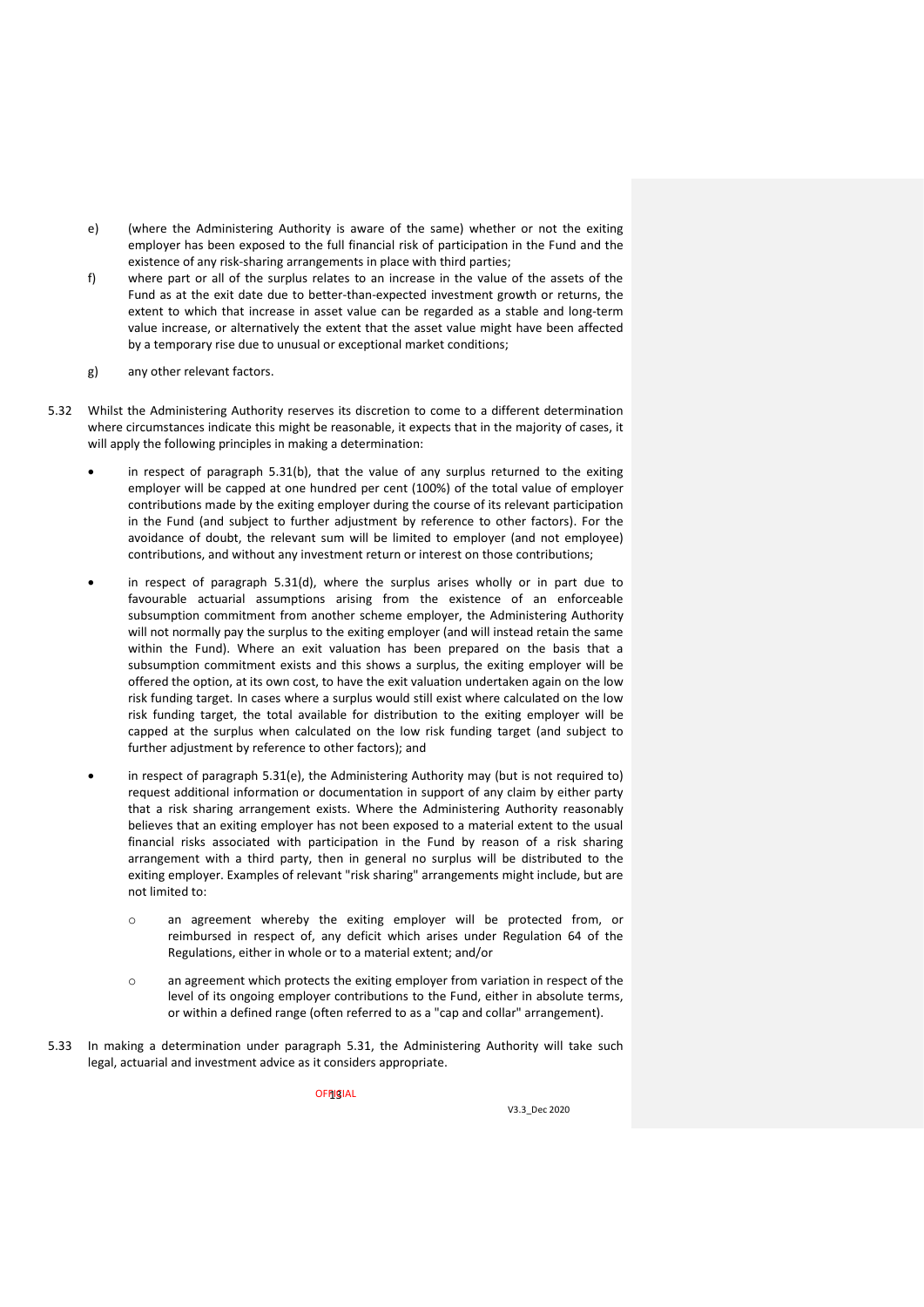e) (where the Administering Authority is aware of the same) whether or not the exiting employer has been exposed to the full financial risk of participation in the Fund and the existence of any risk-sharing arrangements in place with third parties;

f) where part or all of the surplus relates to an increase in the value of the assets of the Fund as at the exit date due to better-than-expected investment growth or returns, the extent to which that increase in asset value can be regarded as a stable and long-term value increase, or alternatively the extent that the asset value might have been affected by a temporary rise due to unusual or exceptional market conditions;

g) any other relevant factors.

5.32 Whilst the Administering Authority reserves its discretion to come to a different determination where circumstances indicate this might be reasonable, it expects that in the majority of cases, it will apply the following principles in making a determination:

- in respect of paragraph 5.31(b), that the value of any surplus returned to the exiting employer will be capped at one hundred per cent (100%) of the total value of employer contributions made by the exiting employer during the course of its relevant participation in the Fund (and subject to further adjustment by reference to other factors). For the avoidance of doubt, the relevant sum will be limited to employer (and not employee) contributions, and without any investment return or interest on those contributions;

- in respect of paragraph 5.31(d), where the surplus arises wholly or in part due to favourable actuarial assumptions arising from the existence of an enforceable subsumption commitment from another scheme employer, the Administering Authority will not normally pay the surplus to the exiting employer (and will instead retain the same within the Fund). Where an exit valuation has been prepared on the basis that a subsumption commitment exists and this shows a surplus, the exiting employer will be offered the option, at its own cost, to have the exit valuation undertaken again on the low risk funding target. In cases where a surplus would still exist where calculated on the low risk funding target, the total available for distribution to the exiting employer will be capped at the surplus when calculated on the low risk funding target (and subject to further adjustment by reference to other factors); and

- in respect of paragraph 5.31(e), the Administering Authority may (but is not required to) request additional information or documentation in support of any claim by either party that a risk sharing arrangement exists. Where the Administering Authority reasonably believes that an exiting employer has not been exposed to a material extent to the usual financial risks associated with participation in the Fund by reason of a risk sharing arrangement with a third party, then in general no surplus will be distributed to the exiting employer. Examples of relevant "risk sharing" arrangements might include, but are not limited to:

  - an agreement whereby the exiting employer will be protected from, or reimbursed in respect of, any deficit which arises under Regulation 64 of the Regulations, either in whole or to a material extent; and/or

  - an agreement which protects the exiting employer from variation in respect of the level of its ongoing employer contributions to the Fund, either in absolute terms, or within a defined range (often referred to as a "cap and collar" arrangement).

5.33 In making a determination under paragraph 5.31, the Administering Authority will take such legal, actuarial and investment advice as it considers appropriate.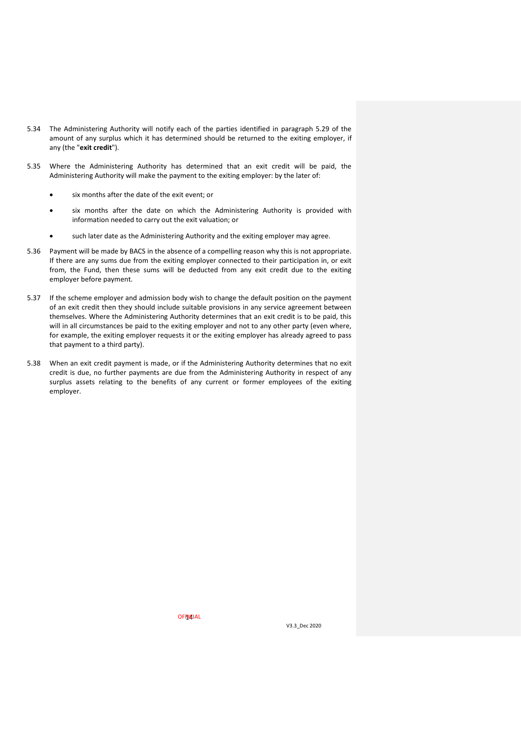5.34 The Administering Authority will notify each of the parties identified in paragraph 5.29 of the amount of any surplus which it has determined should be returned to the exiting employer, if any (the "**exit credit**").

5.35 Where the Administering Authority has determined that an exit credit will be paid, the Administering Authority will make the payment to the exiting employer: by the later of:

- six months after the date of the exit event; or
- six months after the date on which the Administering Authority is provided with information needed to carry out the exit valuation; or
- such later date as the Administering Authority and the exiting employer may agree.

5.36 Payment will be made by BACS in the absence of a compelling reason why this is not appropriate. If there are any sums due from the exiting employer connected to their participation in, or exit from, the Fund, then these sums will be deducted from any exit credit due to the exiting employer before payment.

5.37 If the scheme employer and admission body wish to change the default position on the payment of an exit credit then they should include suitable provisions in any service agreement between themselves. Where the Administering Authority determines that an exit credit is to be paid, this will in all circumstances be paid to the exiting employer and not to any other party (even where, for example, the exiting employer requests it or the exiting employer has already agreed to pass that payment to a third party).

5.38 When an exit credit payment is made, or if the Administering Authority determines that no exit credit is due, no further payments are due from the Administering Authority in respect of any surplus assets relating to the benefits of any current or former employees of the exiting employer.